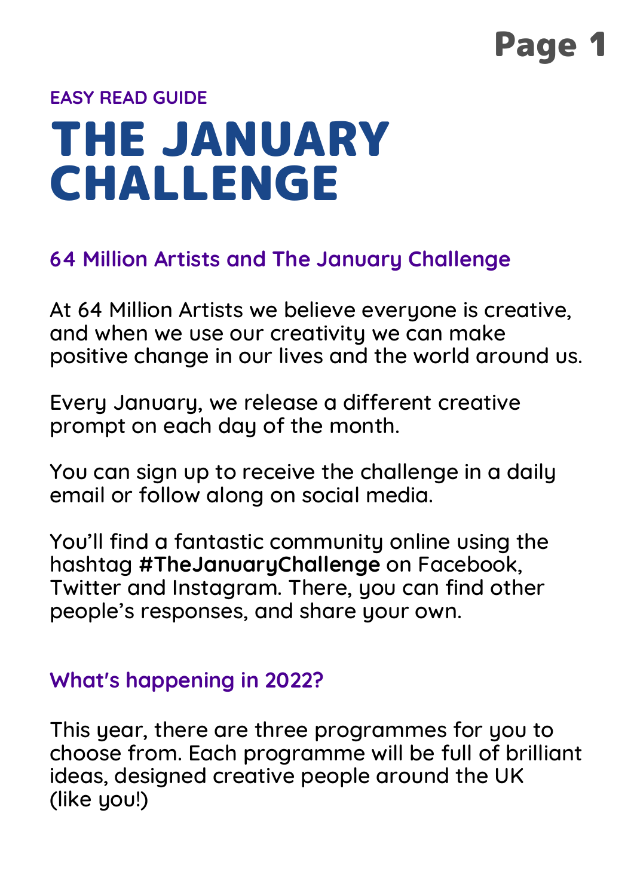EASY READ GUIDE

# THE JANUARY CHALLENGE

## 64 Million Artists and The January Challenge

At 64 Million Artists we believe everyone is creative, and when we use our creativity we can make positive change in our lives and the world around us.

Every January, we release a different creative prompt on each day of the month.

You can sign up to receive the challenge in a daily email or follow along on social media.

You'll find a fantastic community online using the hashtag **#TheJanuaryChallenge** on Facebook, Twitter and Instagram. There, you can find other people's responses, and share your own.

## What's happening in 2022?

This year, there are three programmes for you to choose from. Each programme will be full of brilliant ideas, designed creative people around the UK (like you!)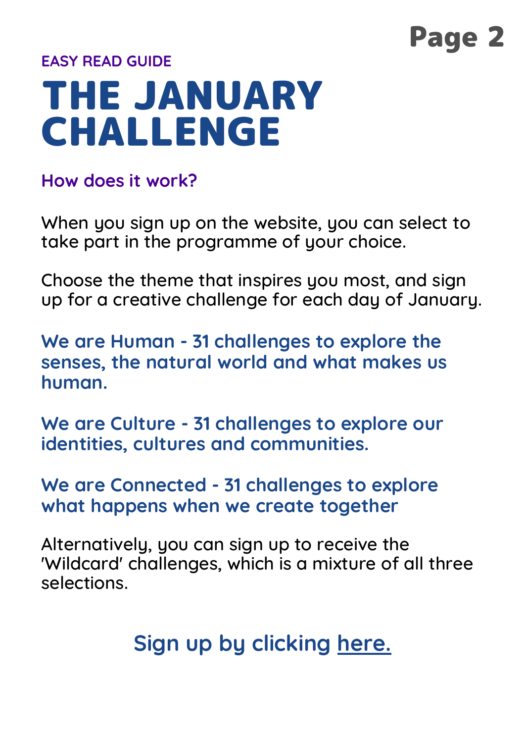EASY READ GUIDE

# THE JANUARY CHALLENGE

## How does it work?

When you sign up on the website, you can select to take part in the programme of your choice.

Choose the theme that inspires you most, and sign up for a creative challenge for each day of January.

**We are Human - 31 challenges to explore the senses, the natural world and what makes us human.**

**We are Culture - 31 challenges to explore our identities, cultures and communities.**

**We are Connected - 31 challenges to explore what happens when we create together**

Alternatively, you can sign up to receive the 'Wildcard' challenges, which is a mixture of all three selections.

**Sign up by clicking here.**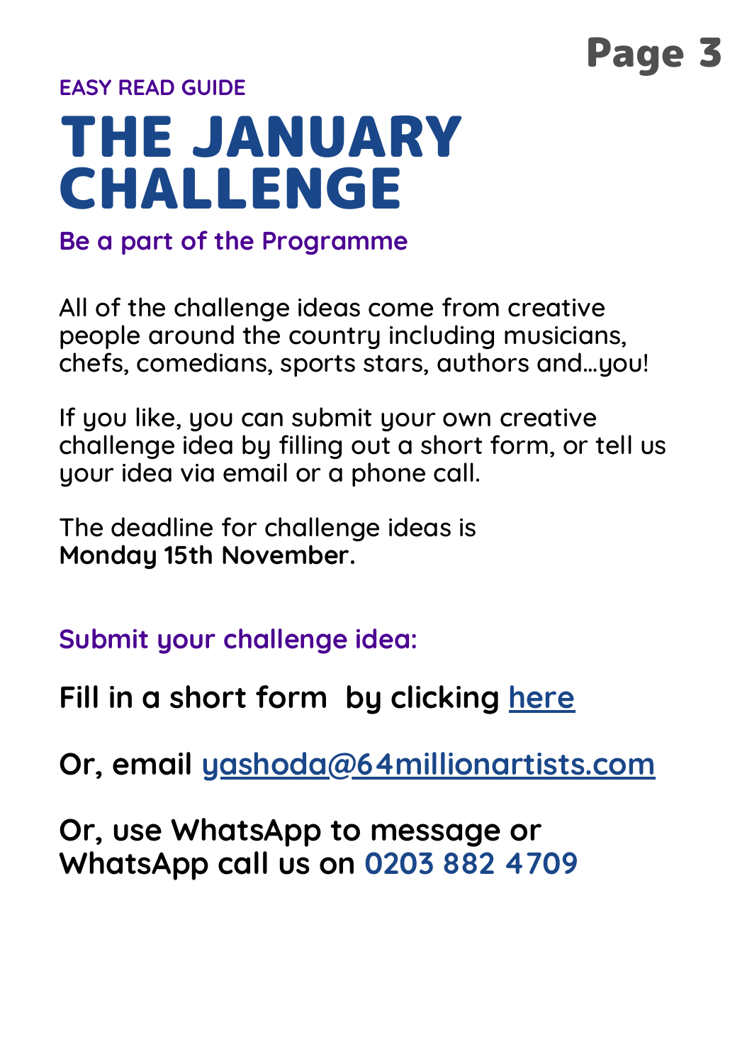EASY READ GUIDE

# THE JANUARY CHALLENGE

## Be a part of the Programme

All of the challenge ideas come from creative people around the country including musicians, chefs, comedians, sports stars, authors and...you!

If you like, you can submit your own creative challenge idea by filling out a short form, or tell us your idea via email or a phone call.

The deadline for challenge ideas is **Monday 15th November.**

### Submit your challenge idea:

**Fill in a short form by clicking here**

**Or, email yashoda@64millionartists.com**

**Or, use WhatsApp to message or WhatsApp call us on 0203 882 4709**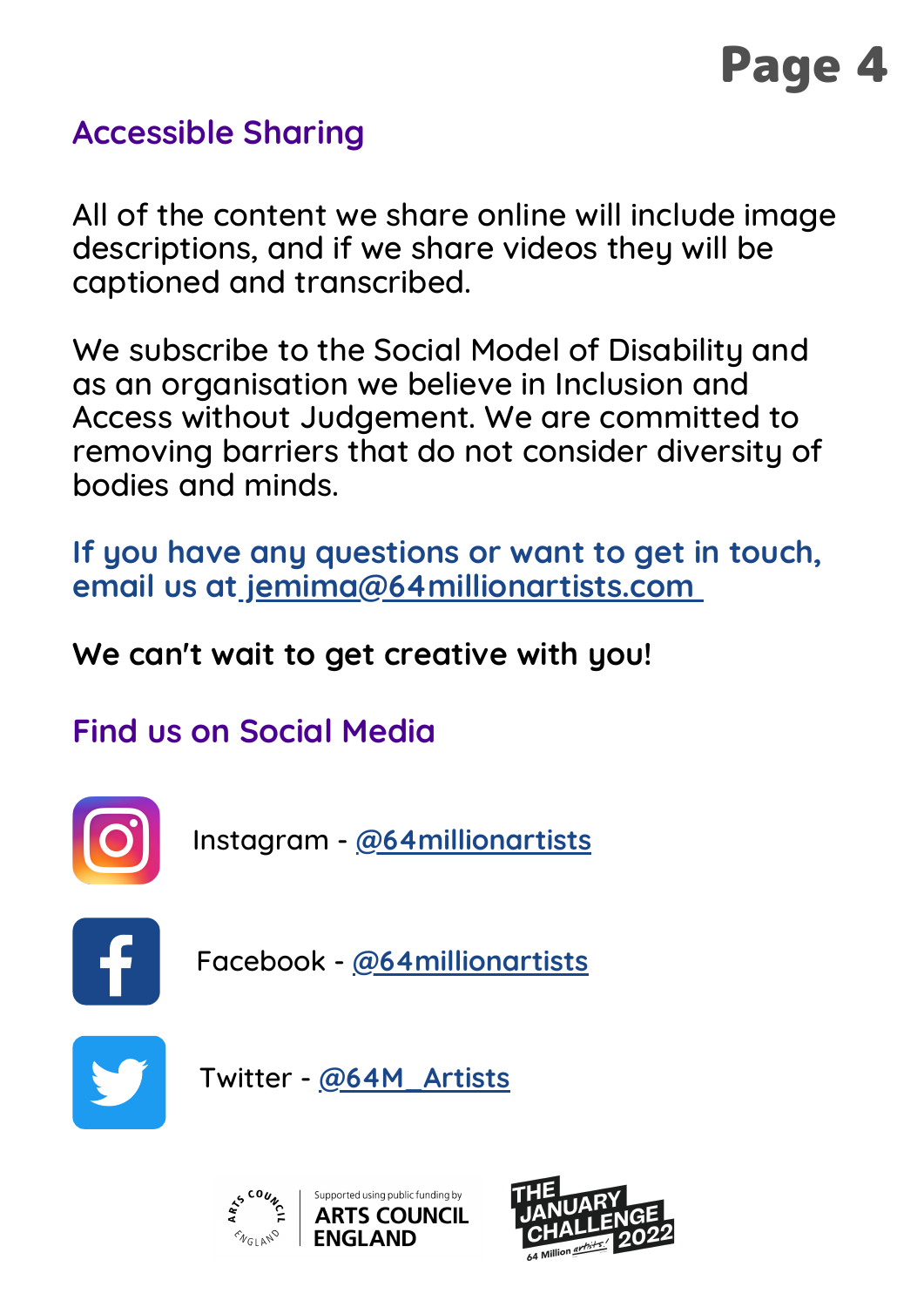## Accessible Sharing

All of the content we share online will include image descriptions, and if we share videos they will be captioned and transcribed.

We subscribe to the Social Model of Disability and as an organisation we believe in Inclusion and Access without Judgement. We are committed to removing barriers that do not consider diversity of bodies and minds.

If you have any questions or want to get in touch, email us at jemima@64millionartists.com

**We can't wait to get creative with you!**

## Find us on Social Media

Instagram - @64millionartists

Facebook - @64millionartists

Twitter - @64M_Artists

Supported using public funding by ARTS COUNCIL ENGLAND

THE JANUARY CHALLENGE 2022 64 Million artists!